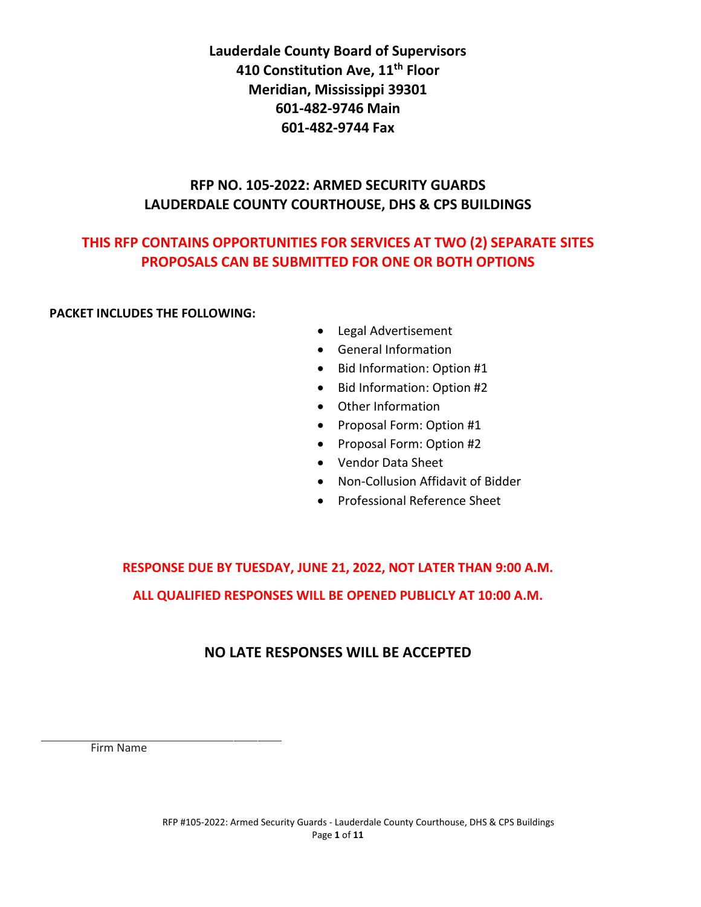**Lauderdale County Board of Supervisors**
**410 Constitution Ave, 11th Floor**
**Meridian, Mississippi 39301**
**601-482-9746 Main**
**601-482-9744 Fax**

## RFP NO. 105-2022: ARMED SECURITY GUARDS
## LAUDERDALE COUNTY COURTHOUSE, DHS & CPS BUILDINGS

**THIS RFP CONTAINS OPPORTUNITIES FOR SERVICES AT TWO (2) SEPARATE SITES**
**PROPOSALS CAN BE SUBMITTED FOR ONE OR BOTH OPTIONS**

**PACKET INCLUDES THE FOLLOWING:**

- Legal Advertisement
- General Information
- Bid Information: Option #1
- Bid Information: Option #2
- Other Information
- Proposal Form: Option #1
- Proposal Form: Option #2
- Vendor Data Sheet
- Non-Collusion Affidavit of Bidder
- Professional Reference Sheet

**RESPONSE DUE BY TUESDAY, JUNE 21, 2022, NOT LATER THAN 9:00 A.M.**

**ALL QUALIFIED RESPONSES WILL BE OPENED PUBLICLY AT 10:00 A.M.**

## NO LATE RESPONSES WILL BE ACCEPTED

______________________________
Firm Name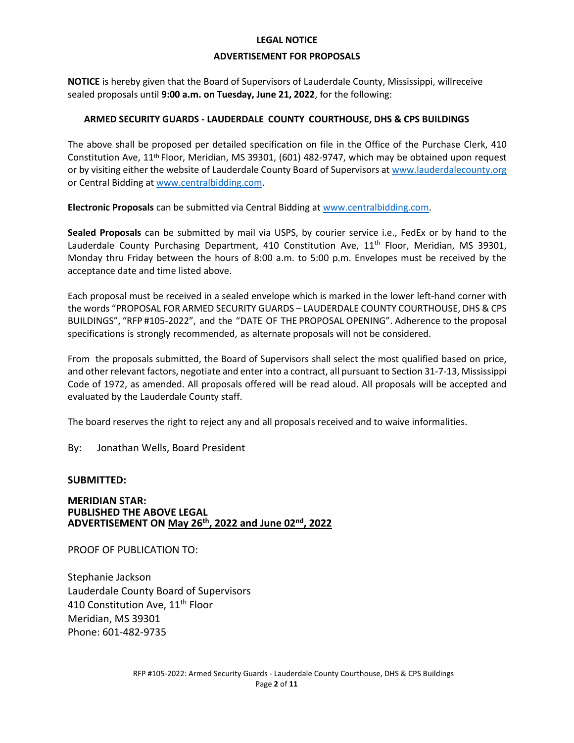**LEGAL NOTICE**

**ADVERTISEMENT FOR PROPOSALS**

**NOTICE** is hereby given that the Board of Supervisors of Lauderdale County, Mississippi, willreceive sealed proposals until **9:00 a.m. on Tuesday, June 21, 2022**, for the following:

**ARMED SECURITY GUARDS - LAUDERDALE COUNTY COURTHOUSE, DHS & CPS BUILDINGS**

The above shall be proposed per detailed specification on file in the Office of the Purchase Clerk, 410 Constitution Ave, 11th Floor, Meridian, MS 39301, (601) 482-9747, which may be obtained upon request or by visiting either the website of Lauderdale County Board of Supervisors at www.lauderdalecounty.org or Central Bidding at www.centralbidding.com.

**Electronic Proposals** can be submitted via Central Bidding at www.centralbidding.com.

**Sealed Proposals** can be submitted by mail via USPS, by courier service i.e., FedEx or by hand to the Lauderdale County Purchasing Department, 410 Constitution Ave, 11th Floor, Meridian, MS 39301, Monday thru Friday between the hours of 8:00 a.m. to 5:00 p.m. Envelopes must be received by the acceptance date and time listed above.

Each proposal must be received in a sealed envelope which is marked in the lower left-hand corner with the words "PROPOSAL FOR ARMED SECURITY GUARDS – LAUDERDALE COUNTY COURTHOUSE, DHS & CPS BUILDINGS", "RFP #105-2022", and the "DATE OF THE PROPOSAL OPENING". Adherence to the proposal specifications is strongly recommended, as alternate proposals will not be considered.

From the proposals submitted, the Board of Supervisors shall select the most qualified based on price, and other relevant factors, negotiate and enter into a contract, all pursuant to Section 31-7-13, Mississippi Code of 1972, as amended. All proposals offered will be read aloud. All proposals will be accepted and evaluated by the Lauderdale County staff.

The board reserves the right to reject any and all proposals received and to waive informalities.

By: Jonathan Wells, Board President

**SUBMITTED:**

**MERIDIAN STAR:**
**PUBLISHED THE ABOVE LEGAL**
**ADVERTISEMENT ON May 26th, 2022 and June 02nd, 2022**

PROOF OF PUBLICATION TO:

Stephanie Jackson
Lauderdale County Board of Supervisors
410 Constitution Ave, 11th Floor
Meridian, MS 39301
Phone: 601-482-9735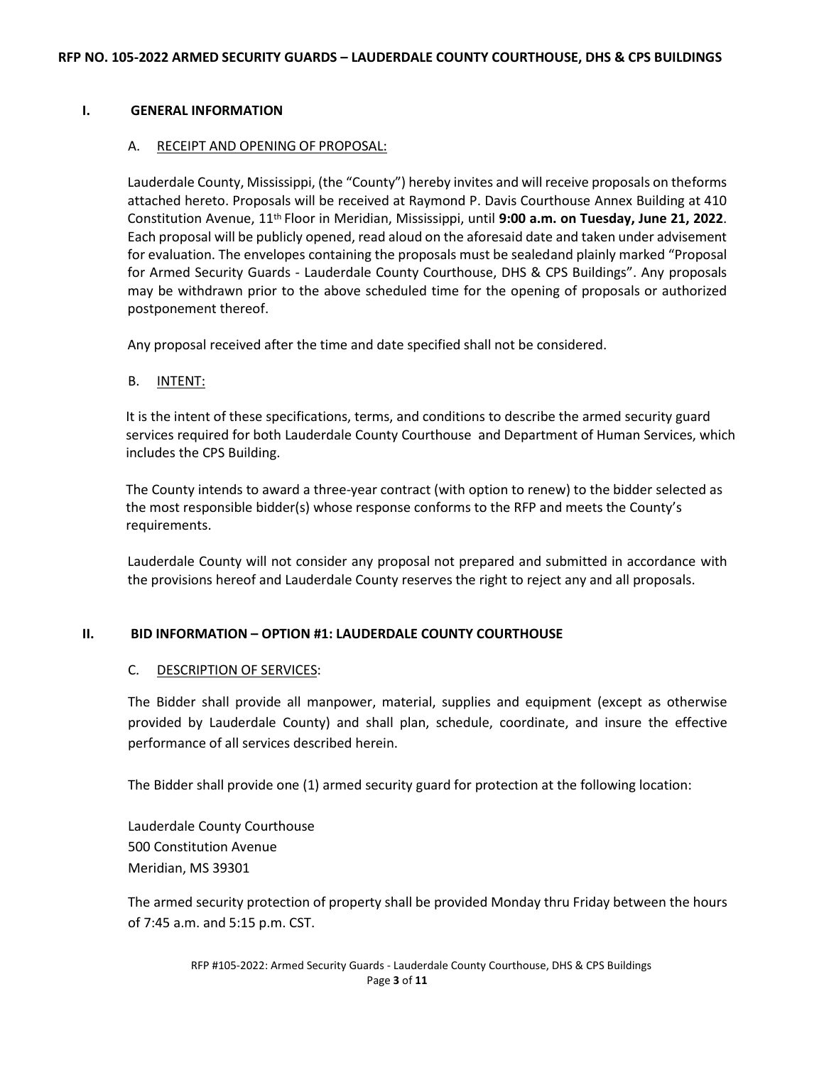**RFP NO. 105-2022 ARMED SECURITY GUARDS – LAUDERDALE COUNTY COURTHOUSE, DHS & CPS BUILDINGS**

## I. GENERAL INFORMATION

### A. RECEIPT AND OPENING OF PROPOSAL:

Lauderdale County, Mississippi, (the "County") hereby invites and will receive proposals on theforms attached hereto. Proposals will be received at Raymond P. Davis Courthouse Annex Building at 410 Constitution Avenue, 11th Floor in Meridian, Mississippi, until **9:00 a.m. on Tuesday, June 21, 2022**. Each proposal will be publicly opened, read aloud on the aforesaid date and taken under advisement for evaluation. The envelopes containing the proposals must be sealedand plainly marked "Proposal for Armed Security Guards - Lauderdale County Courthouse, DHS & CPS Buildings". Any proposals may be withdrawn prior to the above scheduled time for the opening of proposals or authorized postponement thereof.

Any proposal received after the time and date specified shall not be considered.

### B. INTENT:

It is the intent of these specifications, terms, and conditions to describe the armed security guard services required for both Lauderdale County Courthouse and Department of Human Services, which includes the CPS Building.

The County intends to award a three-year contract (with option to renew) to the bidder selected as the most responsible bidder(s) whose response conforms to the RFP and meets the County's requirements.

Lauderdale County will not consider any proposal not prepared and submitted in accordance with the provisions hereof and Lauderdale County reserves the right to reject any and all proposals.

## II. BID INFORMATION – OPTION #1: LAUDERDALE COUNTY COURTHOUSE

### C. DESCRIPTION OF SERVICES:

The Bidder shall provide all manpower, material, supplies and equipment (except as otherwise provided by Lauderdale County) and shall plan, schedule, coordinate, and insure the effective performance of all services described herein.

The Bidder shall provide one (1) armed security guard for protection at the following location:

Lauderdale County Courthouse
500 Constitution Avenue
Meridian, MS 39301

The armed security protection of property shall be provided Monday thru Friday between the hours of 7:45 a.m. and 5:15 p.m. CST.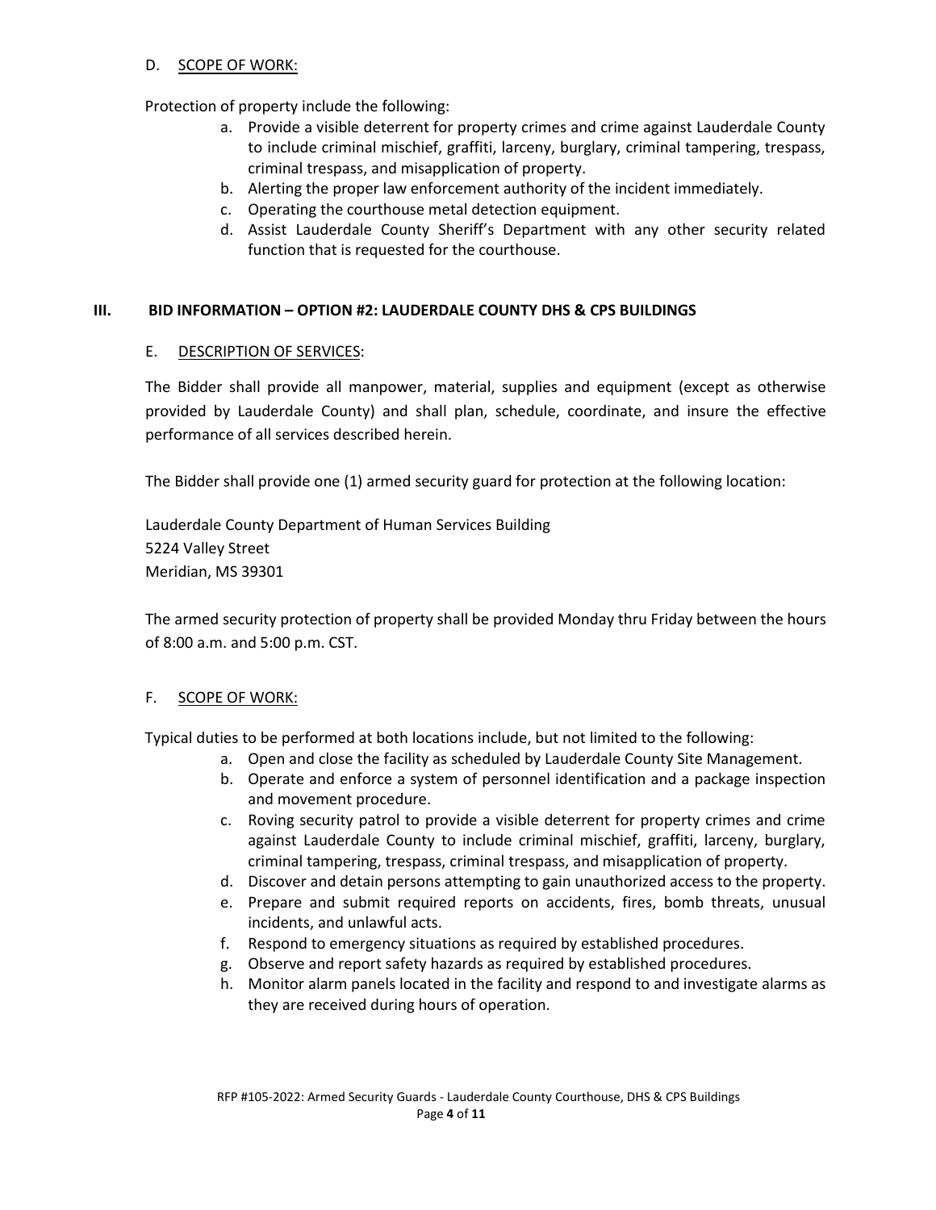### D. SCOPE OF WORK:

Protection of property include the following:

a. Provide a visible deterrent for property crimes and crime against Lauderdale County to include criminal mischief, graffiti, larceny, burglary, criminal tampering, trespass, criminal trespass, and misapplication of property.
b. Alerting the proper law enforcement authority of the incident immediately.
c. Operating the courthouse metal detection equipment.
d. Assist Lauderdale County Sheriff's Department with any other security related function that is requested for the courthouse.

## III. BID INFORMATION – OPTION #2: LAUDERDALE COUNTY DHS & CPS BUILDINGS

### E. DESCRIPTION OF SERVICES:

The Bidder shall provide all manpower, material, supplies and equipment (except as otherwise provided by Lauderdale County) and shall plan, schedule, coordinate, and insure the effective performance of all services described herein.

The Bidder shall provide one (1) armed security guard for protection at the following location:

Lauderdale County Department of Human Services Building
5224 Valley Street
Meridian, MS 39301

The armed security protection of property shall be provided Monday thru Friday between the hours of 8:00 a.m. and 5:00 p.m. CST.

### F. SCOPE OF WORK:

Typical duties to be performed at both locations include, but not limited to the following:

a. Open and close the facility as scheduled by Lauderdale County Site Management.
b. Operate and enforce a system of personnel identification and a package inspection and movement procedure.
c. Roving security patrol to provide a visible deterrent for property crimes and crime against Lauderdale County to include criminal mischief, graffiti, larceny, burglary, criminal tampering, trespass, criminal trespass, and misapplication of property.
d. Discover and detain persons attempting to gain unauthorized access to the property.
e. Prepare and submit required reports on accidents, fires, bomb threats, unusual incidents, and unlawful acts.
f. Respond to emergency situations as required by established procedures.
g. Observe and report safety hazards as required by established procedures.
h. Monitor alarm panels located in the facility and respond to and investigate alarms as they are received during hours of operation.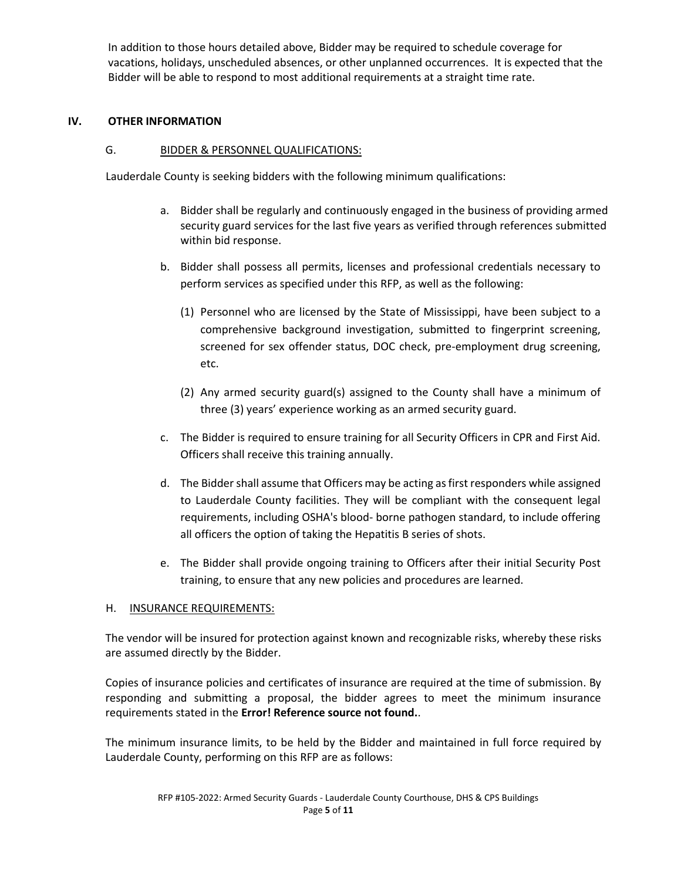In addition to those hours detailed above, Bidder may be required to schedule coverage for vacations, holidays, unscheduled absences, or other unplanned occurrences. It is expected that the Bidder will be able to respond to most additional requirements at a straight time rate.

## IV. OTHER INFORMATION

### G. BIDDER & PERSONNEL QUALIFICATIONS:

Lauderdale County is seeking bidders with the following minimum qualifications:

a. Bidder shall be regularly and continuously engaged in the business of providing armed security guard services for the last five years as verified through references submitted within bid response.

b. Bidder shall possess all permits, licenses and professional credentials necessary to perform services as specified under this RFP, as well as the following:

   (1) Personnel who are licensed by the State of Mississippi, have been subject to a comprehensive background investigation, submitted to fingerprint screening, screened for sex offender status, DOC check, pre-employment drug screening, etc.

   (2) Any armed security guard(s) assigned to the County shall have a minimum of three (3) years' experience working as an armed security guard.

c. The Bidder is required to ensure training for all Security Officers in CPR and First Aid. Officers shall receive this training annually.

d. The Bidder shall assume that Officers may be acting as first responders while assigned to Lauderdale County facilities. They will be compliant with the consequent legal requirements, including OSHA's blood- borne pathogen standard, to include offering all officers the option of taking the Hepatitis B series of shots.

e. The Bidder shall provide ongoing training to Officers after their initial Security Post training, to ensure that any new policies and procedures are learned.

### H. INSURANCE REQUIREMENTS:

The vendor will be insured for protection against known and recognizable risks, whereby these risks are assumed directly by the Bidder.

Copies of insurance policies and certificates of insurance are required at the time of submission. By responding and submitting a proposal, the bidder agrees to meet the minimum insurance requirements stated in the **Error! Reference source not found.**.

The minimum insurance limits, to be held by the Bidder and maintained in full force required by Lauderdale County, performing on this RFP are as follows: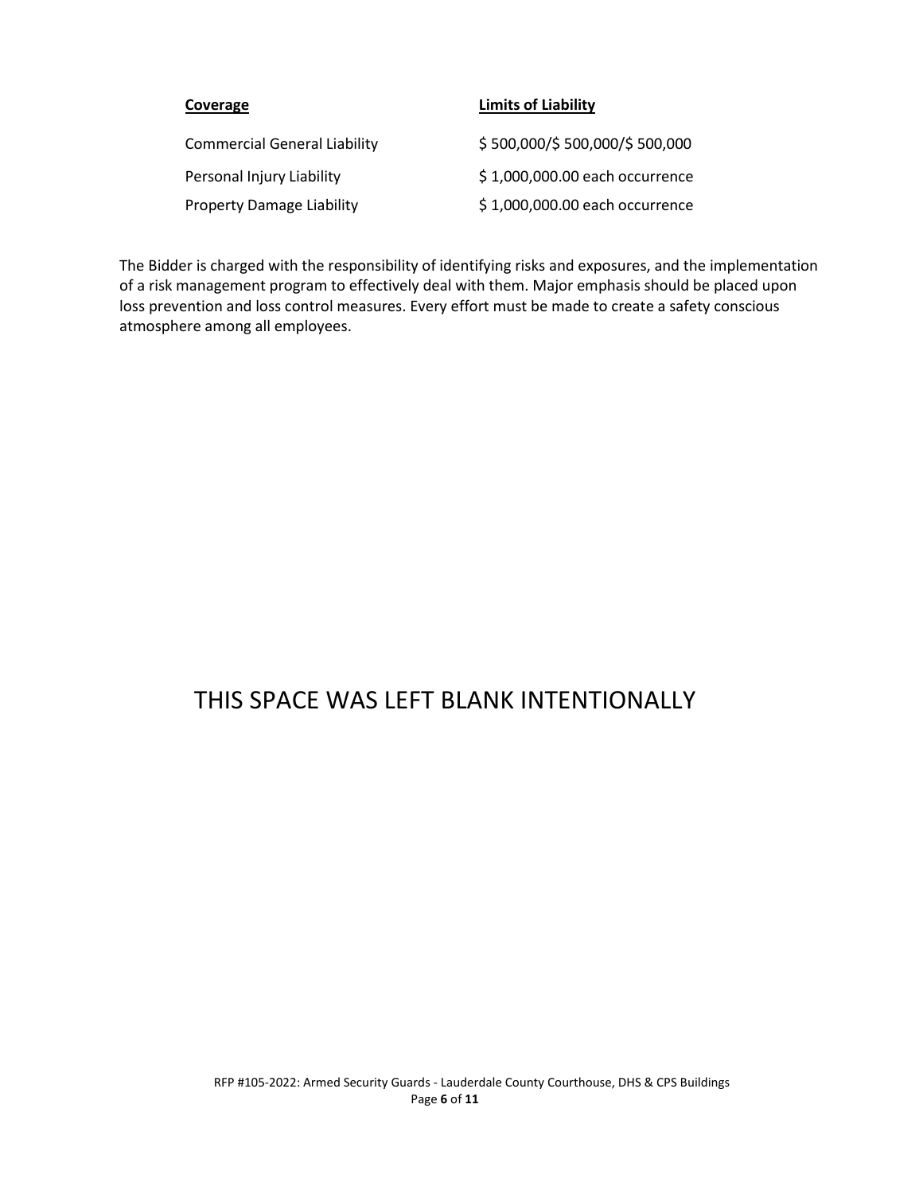| **Coverage** | **Limits of Liability** |
| --- | --- |
| Commercial General Liability | $ 500,000/$ 500,000/$ 500,000 |
| Personal Injury Liability | $ 1,000,000.00 each occurrence |
| Property Damage Liability | $ 1,000,000.00 each occurrence |

The Bidder is charged with the responsibility of identifying risks and exposures, and the implementation of a risk management program to effectively deal with them. Major emphasis should be placed upon loss prevention and loss control measures. Every effort must be made to create a safety conscious atmosphere among all employees.

THIS SPACE WAS LEFT BLANK INTENTIONALLY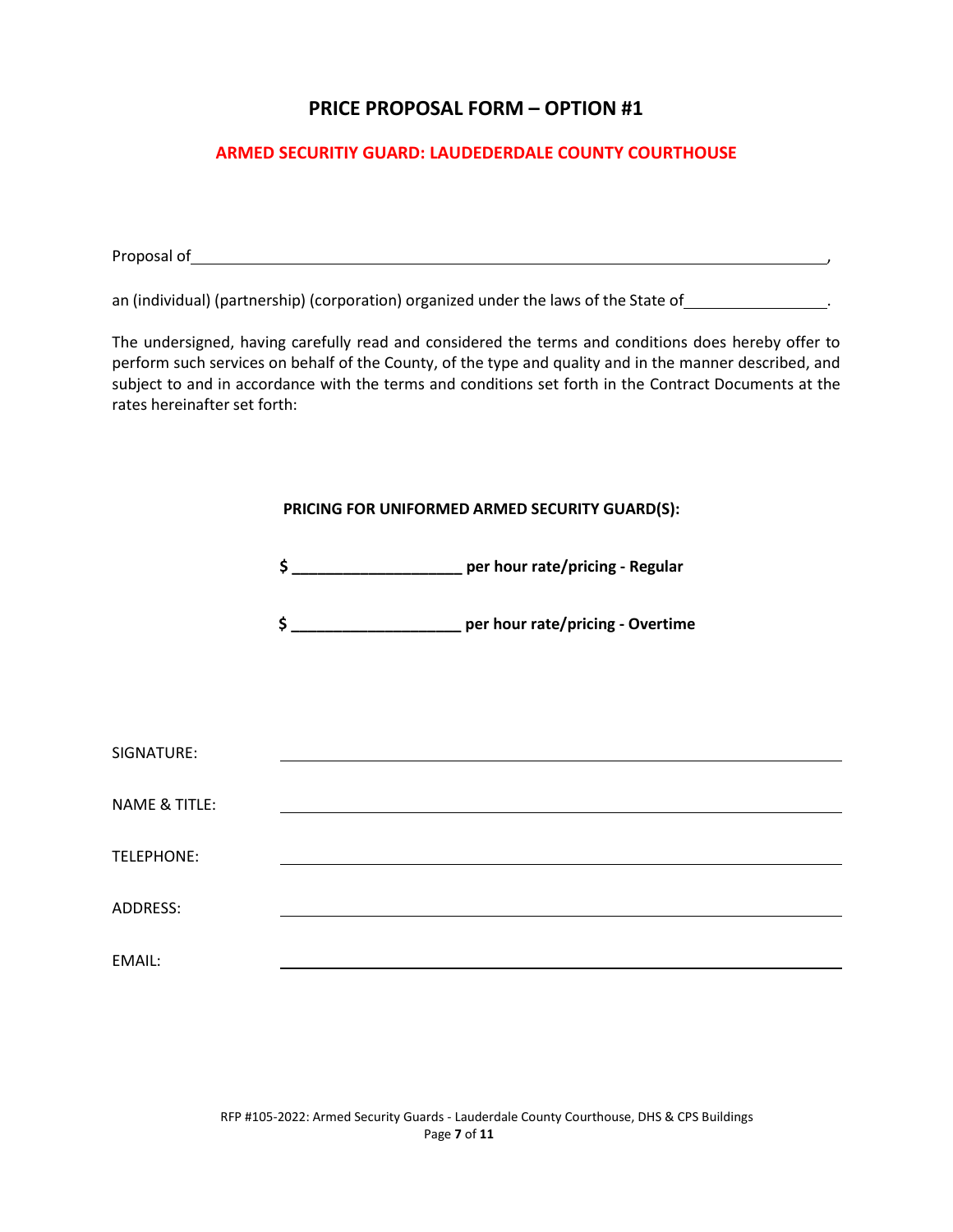# PRICE PROPOSAL FORM – OPTION #1

## ARMED SECURITIY GUARD: LAUDEDERDALE COUNTY COURTHOUSE

Proposal of ______________________________________________________________________,

an (individual) (partnership) (corporation) organized under the laws of the State of ________________.

The undersigned, having carefully read and considered the terms and conditions does hereby offer to perform such services on behalf of the County, of the type and quality and in the manner described, and subject to and in accordance with the terms and conditions set forth in the Contract Documents at the rates hereinafter set forth:

**PRICING FOR UNIFORMED ARMED SECURITY GUARD(S):**

**$ ___________________ per hour rate/pricing - Regular**

**$ ___________________ per hour rate/pricing - Overtime**

SIGNATURE: ______________________________________________________________

NAME & TITLE: ______________________________________________________________

TELEPHONE: ______________________________________________________________

ADDRESS: ______________________________________________________________

EMAIL: ______________________________________________________________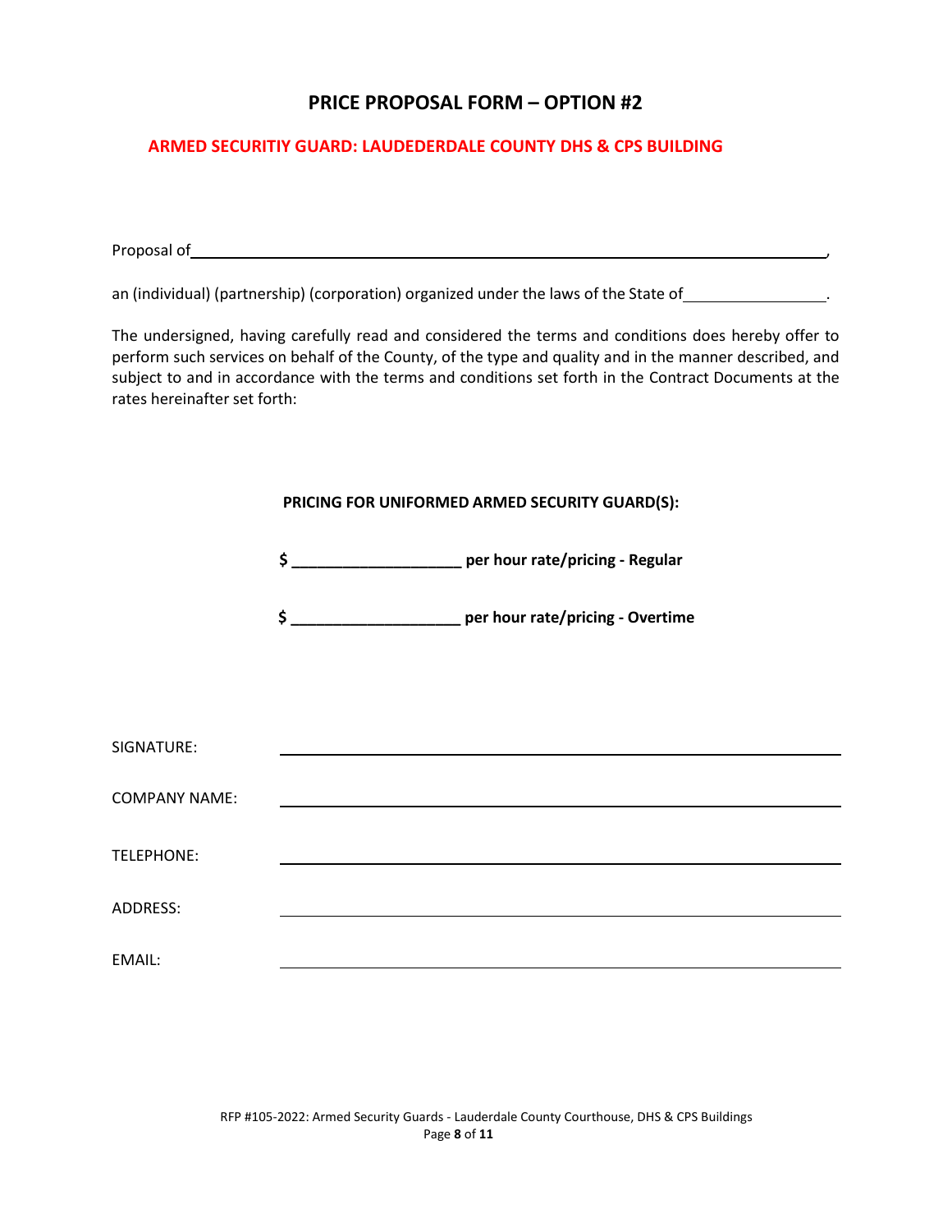# PRICE PROPOSAL FORM – OPTION #2

**ARMED SECURITIY GUARD: LAUDEDERDALE COUNTY DHS & CPS BUILDING**

Proposal of\_\_\_\_\_\_\_\_\_\_\_\_\_\_\_\_\_\_\_\_\_\_\_\_\_\_\_\_\_\_\_\_\_\_\_\_\_\_\_\_\_\_\_\_\_\_\_\_\_\_\_\_\_\_\_\_\_\_\_\_\_\_\_\_,

an (individual) (partnership) (corporation) organized under the laws of the State of\_\_\_\_\_\_\_\_\_\_\_\_\_\_\_\_\_.

The undersigned, having carefully read and considered the terms and conditions does hereby offer to perform such services on behalf of the County, of the type and quality and in the manner described, and subject to and in accordance with the terms and conditions set forth in the Contract Documents at the rates hereinafter set forth:

**PRICING FOR UNIFORMED ARMED SECURITY GUARD(S):**

**$ \_\_\_\_\_\_\_\_\_\_\_\_\_\_\_\_\_\_\_\_ per hour rate/pricing - Regular**

**$ \_\_\_\_\_\_\_\_\_\_\_\_\_\_\_\_\_\_\_\_ per hour rate/pricing - Overtime**

SIGNATURE: \_\_\_\_\_\_\_\_\_\_\_\_\_\_\_\_\_\_\_\_\_\_\_\_\_\_\_\_\_\_\_\_\_\_\_\_\_\_\_\_\_\_\_\_\_\_\_\_

COMPANY NAME: \_\_\_\_\_\_\_\_\_\_\_\_\_\_\_\_\_\_\_\_\_\_\_\_\_\_\_\_\_\_\_\_\_\_\_\_\_\_\_\_\_\_\_\_\_\_\_\_

TELEPHONE: \_\_\_\_\_\_\_\_\_\_\_\_\_\_\_\_\_\_\_\_\_\_\_\_\_\_\_\_\_\_\_\_\_\_\_\_\_\_\_\_\_\_\_\_\_\_\_\_

ADDRESS: \_\_\_\_\_\_\_\_\_\_\_\_\_\_\_\_\_\_\_\_\_\_\_\_\_\_\_\_\_\_\_\_\_\_\_\_\_\_\_\_\_\_\_\_\_\_\_\_

EMAIL: \_\_\_\_\_\_\_\_\_\_\_\_\_\_\_\_\_\_\_\_\_\_\_\_\_\_\_\_\_\_\_\_\_\_\_\_\_\_\_\_\_\_\_\_\_\_\_\_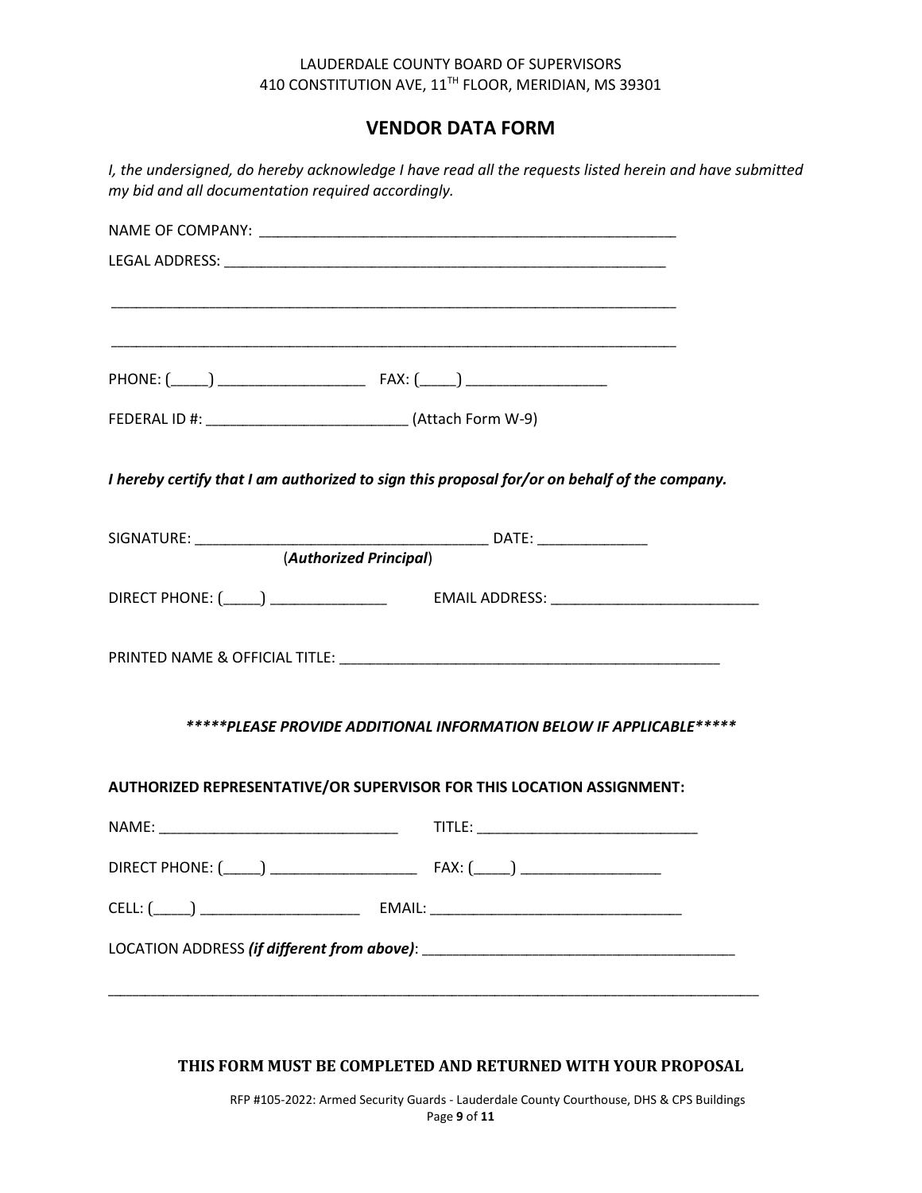LAUDERDALE COUNTY BOARD OF SUPERVISORS
410 CONSTITUTION AVE, 11TH FLOOR, MERIDIAN, MS 39301

## VENDOR DATA FORM

*I, the undersigned, do hereby acknowledge I have read all the requests listed herein and have submitted my bid and all documentation required accordingly.*

NAME OF COMPANY: ____________________________________________________

LEGAL ADDRESS: _______________________________________________________

_________________________________________________________________________

_________________________________________________________________________

PHONE: (_____) __________________ FAX: (_____) _________________

FEDERAL ID #: _________________________ (Attach Form W-9)

***I hereby certify that I am authorized to sign this proposal for/or on behalf of the company.***

SIGNATURE: ____________________________________ DATE: ______________
(***Authorized Principal***)

DIRECT PHONE: (_____) _______________ EMAIL ADDRESS: __________________________

PRINTED NAME & OFFICIAL TITLE: ________________________________________________

***\*\*\*\*\*PLEASE PROVIDE ADDITIONAL INFORMATION BELOW IF APPLICABLE\*\*\*\*\****

**AUTHORIZED REPRESENTATIVE/OR SUPERVISOR FOR THIS LOCATION ASSIGNMENT:**

NAME: ______________________________ TITLE: ___________________________

DIRECT PHONE: (_____) __________________ FAX: (_____) _________________

CELL: (_____) ____________________ EMAIL: _______________________________

LOCATION ADDRESS ***(if different from above)***: _______________________________________

_____________________________________________________________________________________

**THIS FORM MUST BE COMPLETED AND RETURNED WITH YOUR PROPOSAL**

RFP #105-2022: Armed Security Guards - Lauderdale County Courthouse, DHS & CPS Buildings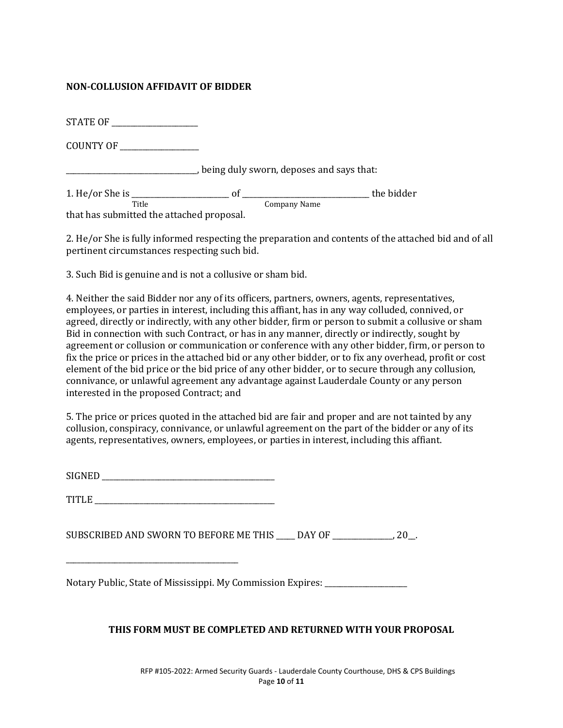## NON-COLLUSION AFFIDAVIT OF BIDDER

STATE OF ______________________

COUNTY OF ____________________

__________________________________, being duly sworn, deposes and says that:

1. He/or She is _________________________ of _________________________________ the bidder
                                    Title                                                  Company Name
that has submitted the attached proposal.

2. He/or She is fully informed respecting the preparation and contents of the attached bid and of all pertinent circumstances respecting such bid.

3. Such Bid is genuine and is not a collusive or sham bid.

4. Neither the said Bidder nor any of its officers, partners, owners, agents, representatives, employees, or parties in interest, including this affiant, has in any way colluded, connived, or agreed, directly or indirectly, with any other bidder, firm or person to submit a collusive or sham Bid in connection with such Contract, or has in any manner, directly or indirectly, sought by agreement or collusion or communication or conference with any other bidder, firm, or person to fix the price or prices in the attached bid or any other bidder, or to fix any overhead, profit or cost element of the bid price or the bid price of any other bidder, or to secure through any collusion, connivance, or unlawful agreement any advantage against Lauderdale County or any person interested in the proposed Contract; and

5. The price or prices quoted in the attached bid are fair and proper and are not tainted by any collusion, conspiracy, connivance, or unlawful agreement on the part of the bidder or any of its agents, representatives, owners, employees, or parties in interest, including this affiant.

SIGNED ______________________________________________

TITLE _______________________________________________

SUBSCRIBED AND SWORN TO BEFORE ME THIS _____ DAY OF _______________, 20__.

_____________________________________________

Notary Public, State of Mississippi. My Commission Expires: _____________________

**THIS FORM MUST BE COMPLETED AND RETURNED WITH YOUR PROPOSAL**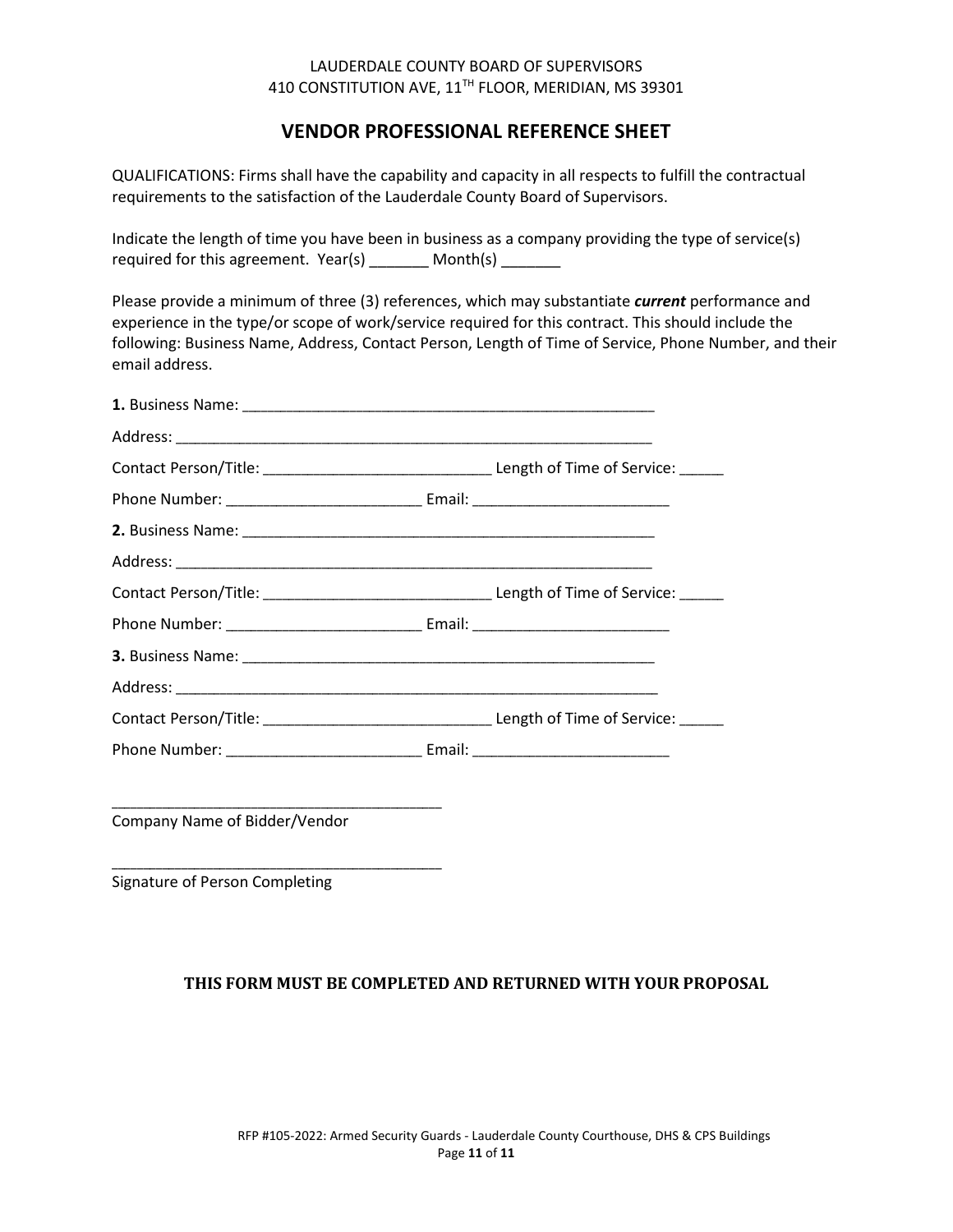LAUDERDALE COUNTY BOARD OF SUPERVISORS
410 CONSTITUTION AVE, 11TH FLOOR, MERIDIAN, MS 39301

## VENDOR PROFESSIONAL REFERENCE SHEET

QUALIFICATIONS: Firms shall have the capability and capacity in all respects to fulfill the contractual requirements to the satisfaction of the Lauderdale County Board of Supervisors.

Indicate the length of time you have been in business as a company providing the type of service(s) required for this agreement. Year(s) _______ Month(s) _______

Please provide a minimum of three (3) references, which may substantiate ***current*** performance and experience in the type/or scope of work/service required for this contract. This should include the following: Business Name, Address, Contact Person, Length of Time of Service, Phone Number, and their email address.

**1.** Business Name: ____________________________________________________

Address: ____________________________________________________________

Contact Person/Title: ____________________________ Length of Time of Service: _____

Phone Number: ________________________ Email: ________________________

**2.** Business Name: ____________________________________________________

Address: ____________________________________________________________

Contact Person/Title: ____________________________ Length of Time of Service: _____

Phone Number: ________________________ Email: ________________________

**3.** Business Name: ____________________________________________________

Address: ____________________________________________________________

Contact Person/Title: ____________________________ Length of Time of Service: _____

Phone Number: ________________________ Email: ________________________

_________________________________________
Company Name of Bidder/Vendor

_________________________________________
Signature of Person Completing

**THIS FORM MUST BE COMPLETED AND RETURNED WITH YOUR PROPOSAL**